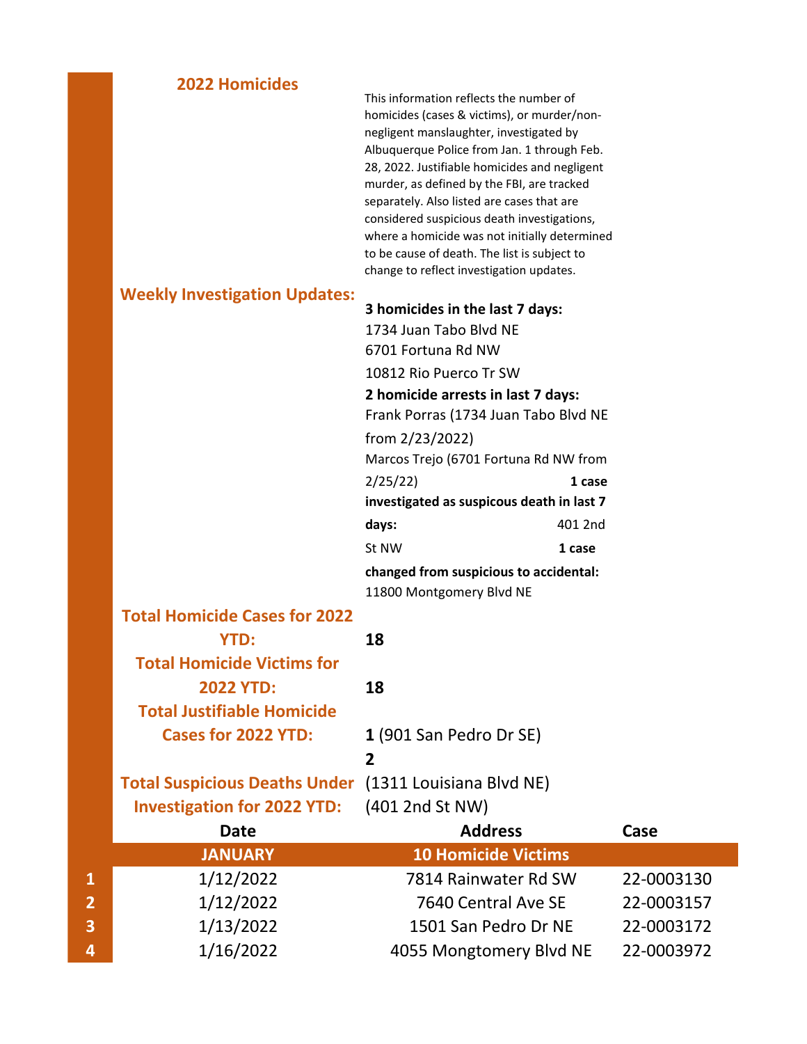# 2022 Homicides

This information reflects the number of homicides (cases & victims), or murder/non-negligent manslaughter, investigated by Albuquerque Police from Jan. 1 through Feb. 28, 2022. Justifiable homicides and negligent murder, as defined by the FBI, are tracked separately. Also listed are cases that are considered suspicious death investigations, where a homicide was not initially determined to be cause of death. The list is subject to change to reflect investigation updates.

## Weekly Investigation Updates:

**3 homicides in the last 7 days:**
1734 Juan Tabo Blvd NE
6701 Fortuna Rd NW
10812 Rio Puerco Tr SW

**2 homicide arrests in last 7 days:**
Frank Porras (1734 Juan Tabo Blvd NE from 2/23/2022)
Marcos Trejo (6701 Fortuna Rd NW from 2/25/22)

**1 case investigated as suspicous death in last 7 days:**
401 2nd St NW

**1 case changed from suspicious to accidental:**
11800 Montgomery Blvd NE

**Total Homicide Cases for 2022 YTD:** **18**

**Total Homicide Victims for 2022 YTD:** **18**

**Total Justifiable Homicide Cases for 2022 YTD:** **1** (901 San Pedro Dr SE)

**Total Suspicious Deaths Under Investigation for 2022 YTD:** **2**
(1311 Louisiana Blvd NE)
(401 2nd St NW)

| | Date | Address | Case |
|---|---|---|---|
| | **JANUARY** | **10 Homicide Victims** | |
| 1 | 1/12/2022 | 7814 Rainwater Rd SW | 22-0003130 |
| 2 | 1/12/2022 | 7640 Central Ave SE | 22-0003157 |
| 3 | 1/13/2022 | 1501 San Pedro Dr NE | 22-0003172 |
| 4 | 1/16/2022 | 4055 Mongtomery Blvd NE | 22-0003972 |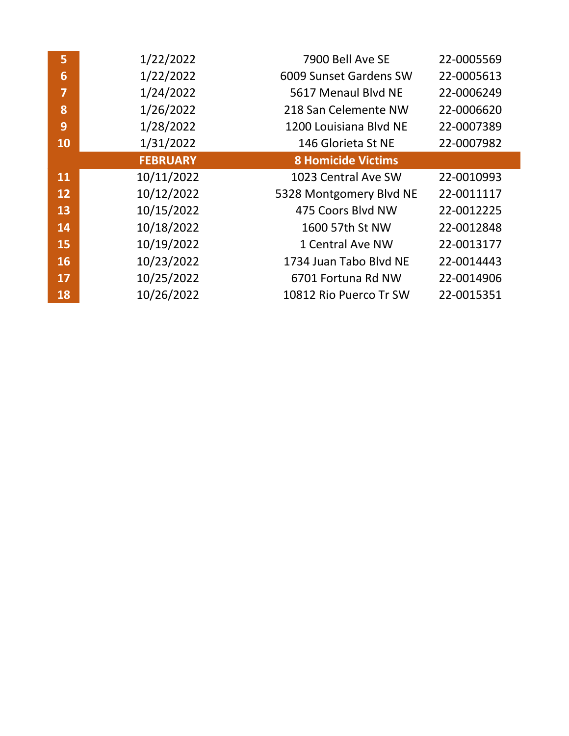| | | | |
|---|---|---|---|
| 5 | 1/22/2022 | 7900 Bell Ave SE | 22-0005569 |
| 6 | 1/22/2022 | 6009 Sunset Gardens SW | 22-0005613 |
| 7 | 1/24/2022 | 5617 Menaul Blvd NE | 22-0006249 |
| 8 | 1/26/2022 | 218 San Celemente NW | 22-0006620 |
| 9 | 1/28/2022 | 1200 Louisiana Blvd NE | 22-0007389 |
| 10 | 1/31/2022 | 146 Glorieta St NE | 22-0007982 |
| | **FEBRUARY** | **8 Homicide Victims** | |
| 11 | 10/11/2022 | 1023 Central Ave SW | 22-0010993 |
| 12 | 10/12/2022 | 5328 Montgomery Blvd NE | 22-0011117 |
| 13 | 10/15/2022 | 475 Coors Blvd NW | 22-0012225 |
| 14 | 10/18/2022 | 1600 57th St NW | 22-0012848 |
| 15 | 10/19/2022 | 1 Central Ave NW | 22-0013177 |
| 16 | 10/23/2022 | 1734 Juan Tabo Blvd NE | 22-0014443 |
| 17 | 10/25/2022 | 6701 Fortuna Rd NW | 22-0014906 |
| 18 | 10/26/2022 | 10812 Rio Puerco Tr SW | 22-0015351 |